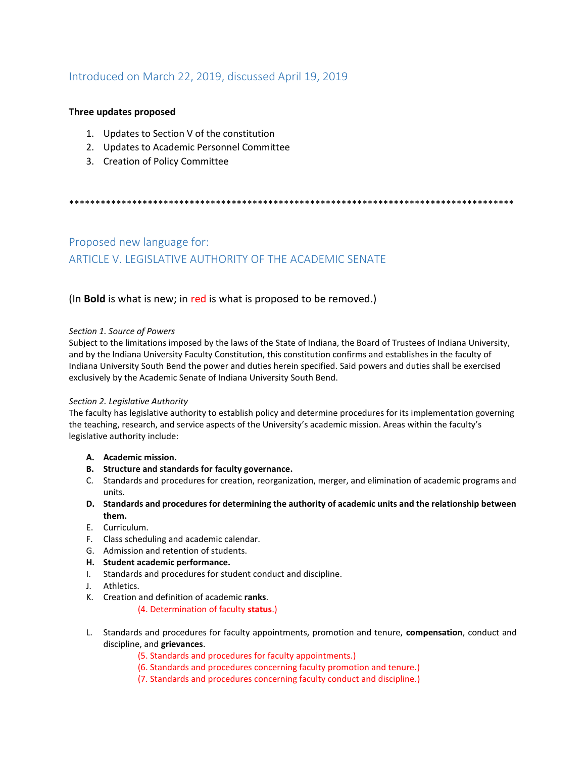## Introduced on March 22, 2019, discussed April 19, 2019

**Three updates proposed**

1. Updates to Section V of the constitution
2. Updates to Academic Personnel Committee
3. Creation of Policy Committee

*************************************************************************************

## Proposed new language for:
## ARTICLE V. LEGISLATIVE AUTHORITY OF THE ACADEMIC SENATE

(In **Bold** is what is new; in red is what is proposed to be removed.)

*Section 1. Source of Powers*

Subject to the limitations imposed by the laws of the State of Indiana, the Board of Trustees of Indiana University, and by the Indiana University Faculty Constitution, this constitution confirms and establishes in the faculty of Indiana University South Bend the power and duties herein specified. Said powers and duties shall be exercised exclusively by the Academic Senate of Indiana University South Bend.

*Section 2. Legislative Authority*

The faculty has legislative authority to establish policy and determine procedures for its implementation governing the teaching, research, and service aspects of the University's academic mission. Areas within the faculty's legislative authority include:

A. **Academic mission.**
B. **Structure and standards for faculty governance.**
C. Standards and procedures for creation, reorganization, merger, and elimination of academic programs and units.
D. **Standards and procedures for determining the authority of academic units and the relationship between them.**
E. Curriculum.
F. Class scheduling and academic calendar.
G. Admission and retention of students.
H. **Student academic performance.**
I. Standards and procedures for student conduct and discipline.
J. Athletics.
K. Creation and definition of academic **ranks**.
    (4. Determination of faculty **status**.)
L. Standards and procedures for faculty appointments, promotion and tenure, **compensation**, conduct and discipline, and **grievances**.
    (5. Standards and procedures for faculty appointments.)
    (6. Standards and procedures concerning faculty promotion and tenure.)
    (7. Standards and procedures concerning faculty conduct and discipline.)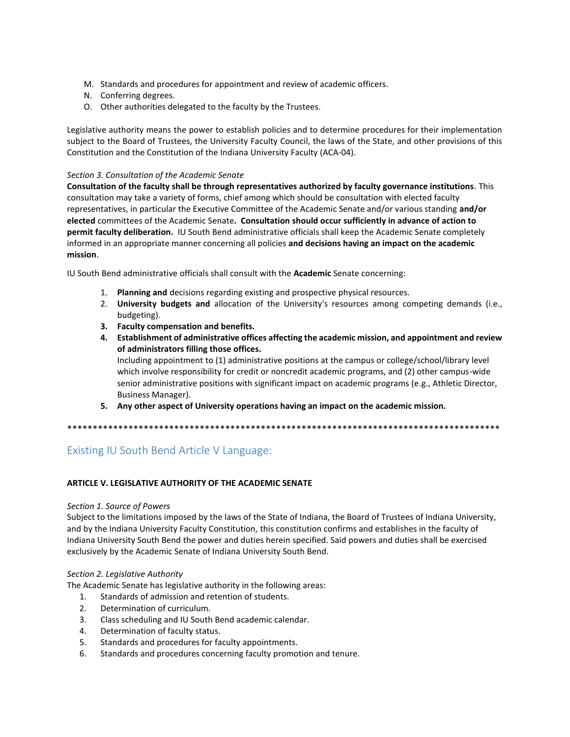M. Standards and procedures for appointment and review of academic officers.
N. Conferring degrees.
O. Other authorities delegated to the faculty by the Trustees.

Legislative authority means the power to establish policies and to determine procedures for their implementation subject to the Board of Trustees, the University Faculty Council, the laws of the State, and other provisions of this Constitution and the Constitution of the Indiana University Faculty (ACA-04).

*Section 3. Consultation of the Academic Senate*

**Consultation of the faculty shall be through representatives authorized by faculty governance institutions**. This consultation may take a variety of forms, chief among which should be consultation with elected faculty representatives, in particular the Executive Committee of the Academic Senate and/or various standing **and/or elected** committees of the Academic Senate**. Consultation should occur sufficiently in advance of action to permit faculty deliberation.** IU South Bend administrative officials shall keep the Academic Senate completely informed in an appropriate manner concerning all policies **and decisions having an impact on the academic mission**.

IU South Bend administrative officials shall consult with the **Academic** Senate concerning:

1. **Planning and** decisions regarding existing and prospective physical resources.
2. **University budgets and** allocation of the University's resources among competing demands (i.e., budgeting).
3. **Faculty compensation and benefits.**
4. **Establishment of administrative offices affecting the academic mission, and appointment and review of administrators filling those offices.**
   Including appointment to (1) administrative positions at the campus or college/school/library level which involve responsibility for credit or noncredit academic programs, and (2) other campus-wide senior administrative positions with significant impact on academic programs (e.g., Athletic Director, Business Manager).
5. **Any other aspect of University operations having an impact on the academic mission.**

*****************************************************************************************

## Existing IU South Bend Article V Language:

**ARTICLE V. LEGISLATIVE AUTHORITY OF THE ACADEMIC SENATE**

*Section 1. Source of Powers*

Subject to the limitations imposed by the laws of the State of Indiana, the Board of Trustees of Indiana University, and by the Indiana University Faculty Constitution, this constitution confirms and establishes in the faculty of Indiana University South Bend the power and duties herein specified. Said powers and duties shall be exercised exclusively by the Academic Senate of Indiana University South Bend.

*Section 2. Legislative Authority*

The Academic Senate has legislative authority in the following areas:

1. Standards of admission and retention of students.
2. Determination of curriculum.
3. Class scheduling and IU South Bend academic calendar.
4. Determination of faculty status.
5. Standards and procedures for faculty appointments.
6. Standards and procedures concerning faculty promotion and tenure.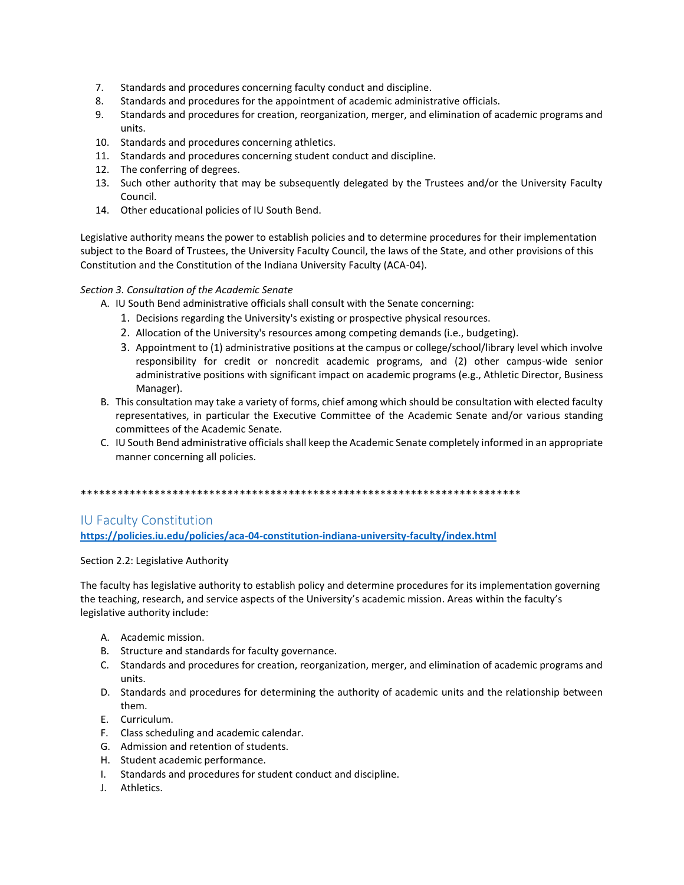7. Standards and procedures concerning faculty conduct and discipline.
8. Standards and procedures for the appointment of academic administrative officials.
9. Standards and procedures for creation, reorganization, merger, and elimination of academic programs and units.
10. Standards and procedures concerning athletics.
11. Standards and procedures concerning student conduct and discipline.
12. The conferring of degrees.
13. Such other authority that may be subsequently delegated by the Trustees and/or the University Faculty Council.
14. Other educational policies of IU South Bend.

Legislative authority means the power to establish policies and to determine procedures for their implementation subject to the Board of Trustees, the University Faculty Council, the laws of the State, and other provisions of this Constitution and the Constitution of the Indiana University Faculty (ACA-04).

*Section 3. Consultation of the Academic Senate*

A. IU South Bend administrative officials shall consult with the Senate concerning:
    1. Decisions regarding the University's existing or prospective physical resources.
    2. Allocation of the University's resources among competing demands (i.e., budgeting).
    3. Appointment to (1) administrative positions at the campus or college/school/library level which involve responsibility for credit or noncredit academic programs, and (2) other campus-wide senior administrative positions with significant impact on academic programs (e.g., Athletic Director, Business Manager).
B. This consultation may take a variety of forms, chief among which should be consultation with elected faculty representatives, in particular the Executive Committee of the Academic Senate and/or various standing committees of the Academic Senate.
C. IU South Bend administrative officials shall keep the Academic Senate completely informed in an appropriate manner concerning all policies.

*************************************************************************

## IU Faculty Constitution

**https://policies.iu.edu/policies/aca-04-constitution-indiana-university-faculty/index.html**

Section 2.2: Legislative Authority

The faculty has legislative authority to establish policy and determine procedures for its implementation governing the teaching, research, and service aspects of the University's academic mission. Areas within the faculty's legislative authority include:

A. Academic mission.
B. Structure and standards for faculty governance.
C. Standards and procedures for creation, reorganization, merger, and elimination of academic programs and units.
D. Standards and procedures for determining the authority of academic units and the relationship between them.
E. Curriculum.
F. Class scheduling and academic calendar.
G. Admission and retention of students.
H. Student academic performance.
I. Standards and procedures for student conduct and discipline.
J. Athletics.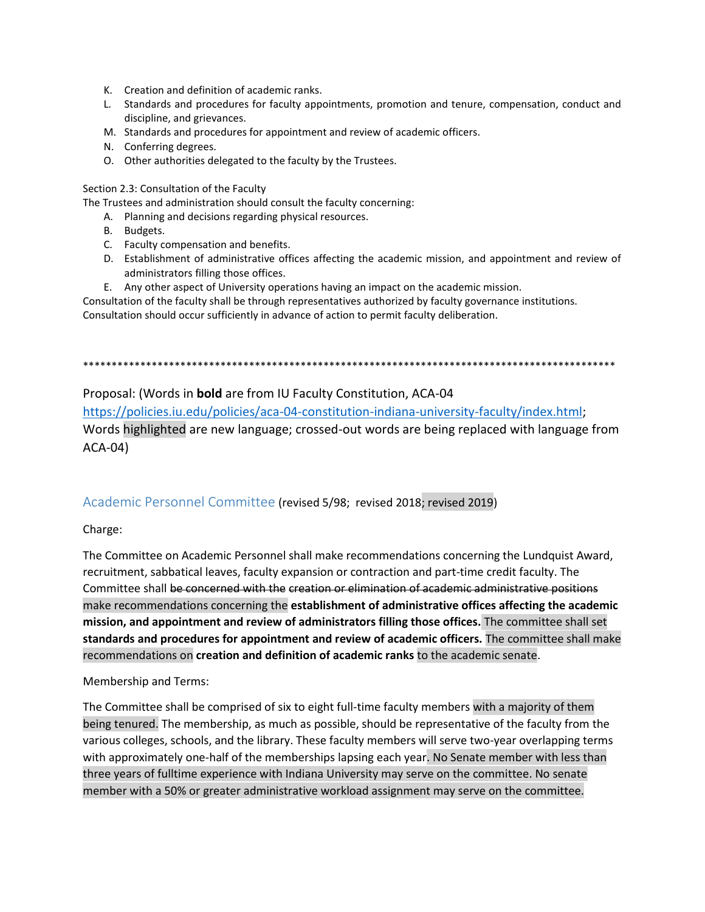K. Creation and definition of academic ranks.
L. Standards and procedures for faculty appointments, promotion and tenure, compensation, conduct and discipline, and grievances.
M. Standards and procedures for appointment and review of academic officers.
N. Conferring degrees.
O. Other authorities delegated to the faculty by the Trustees.

Section 2.3: Consultation of the Faculty
The Trustees and administration should consult the faculty concerning:

A. Planning and decisions regarding physical resources.
B. Budgets.
C. Faculty compensation and benefits.
D. Establishment of administrative offices affecting the academic mission, and appointment and review of administrators filling those offices.
E. Any other aspect of University operations having an impact on the academic mission.

Consultation of the faculty shall be through representatives authorized by faculty governance institutions. Consultation should occur sufficiently in advance of action to permit faculty deliberation.

************************************************************************************************

Proposal: (Words in **bold** are from IU Faculty Constitution, ACA-04 https://policies.iu.edu/policies/aca-04-constitution-indiana-university-faculty/index.html; Words highlighted are new language; crossed-out words are being replaced with language from ACA-04)

## Academic Personnel Committee (revised 5/98; revised 2018; revised 2019)

Charge:

The Committee on Academic Personnel shall make recommendations concerning the Lundquist Award, recruitment, sabbatical leaves, faculty expansion or contraction and part-time credit faculty. The Committee shall ~~be concerned with the creation or elimination of academic administrative positions~~ make recommendations concerning the **establishment of administrative offices affecting the academic mission, and appointment and review of administrators filling those offices.** The committee shall set **standards and procedures for appointment and review of academic officers.** The committee shall make recommendations on **creation and definition of academic ranks** to the academic senate.

Membership and Terms:

The Committee shall be comprised of six to eight full-time faculty members with a majority of them being tenured. The membership, as much as possible, should be representative of the faculty from the various colleges, schools, and the library. These faculty members will serve two-year overlapping terms with approximately one-half of the memberships lapsing each year. No Senate member with less than three years of fulltime experience with Indiana University may serve on the committee. No senate member with a 50% or greater administrative workload assignment may serve on the committee.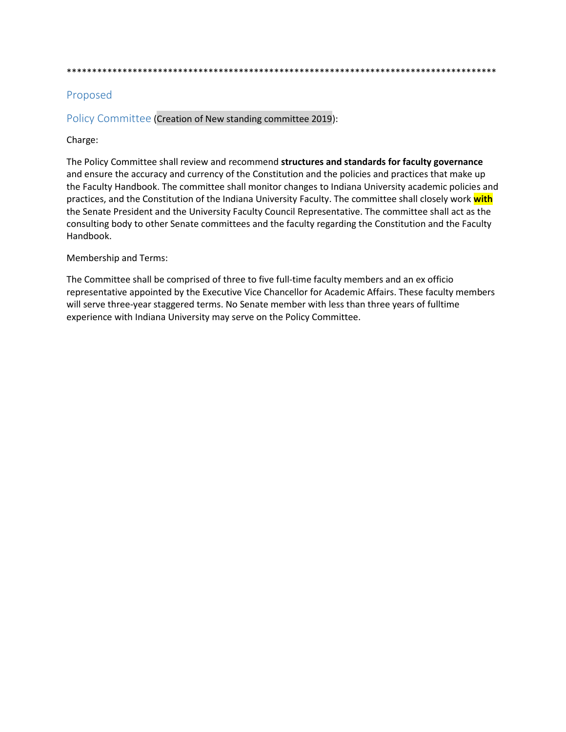*****************************************************************************************

## Proposed

### Policy Committee (Creation of New standing committee 2019):

Charge:

The Policy Committee shall review and recommend **structures and standards for faculty governance** and ensure the accuracy and currency of the Constitution and the policies and practices that make up the Faculty Handbook. The committee shall monitor changes to Indiana University academic policies and practices, and the Constitution of the Indiana University Faculty. The committee shall closely work **with** the Senate President and the University Faculty Council Representative. The committee shall act as the consulting body to other Senate committees and the faculty regarding the Constitution and the Faculty Handbook.

Membership and Terms:

The Committee shall be comprised of three to five full-time faculty members and an ex officio representative appointed by the Executive Vice Chancellor for Academic Affairs. These faculty members will serve three-year staggered terms. No Senate member with less than three years of fulltime experience with Indiana University may serve on the Policy Committee.